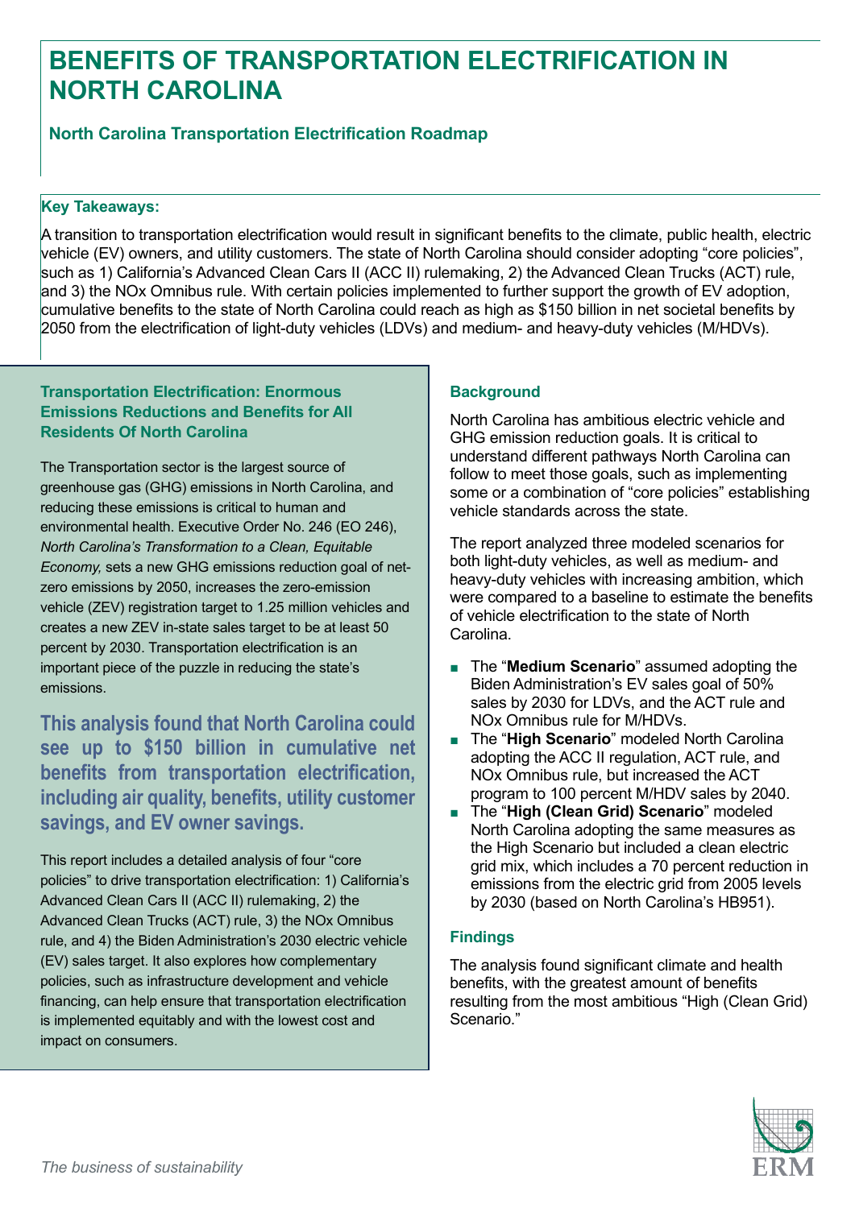# BENEFITS OF TRANSPORTATION ELECTRIFICATION IN NORTH CAROLINA

## North Carolina Transportation Electrification Roadmap

### Key Takeaways:

A transition to transportation electrification would result in significant benefits to the climate, public health, electric vehicle (EV) owners, and utility customers. The state of North Carolina should consider adopting "core policies", such as 1) California's Advanced Clean Cars II (ACC II) rulemaking, 2) the Advanced Clean Trucks (ACT) rule, and 3) the NOx Omnibus rule. With certain policies implemented to further support the growth of EV adoption, cumulative benefits to the state of North Carolina could reach as high as $150 billion in net societal benefits by 2050 from the electrification of light-duty vehicles (LDVs) and medium- and heavy-duty vehicles (M/HDVs).

### Transportation Electrification: Enormous Emissions Reductions and Benefits for All Residents Of North Carolina

The Transportation sector is the largest source of greenhouse gas (GHG) emissions in North Carolina, and reducing these emissions is critical to human and environmental health. Executive Order No. 246 (EO 246), *North Carolina's Transformation to a Clean, Equitable Economy,* sets a new GHG emissions reduction goal of net-zero emissions by 2050, increases the zero-emission vehicle (ZEV) registration target to 1.25 million vehicles and creates a new ZEV in-state sales target to be at least 50 percent by 2030. Transportation electrification is an important piece of the puzzle in reducing the state's emissions.

**This analysis found that North Carolina could see up to $150 billion in cumulative net benefits from transportation electrification, including air quality, benefits, utility customer savings, and EV owner savings.**

This report includes a detailed analysis of four "core policies" to drive transportation electrification: 1) California's Advanced Clean Cars II (ACC II) rulemaking, 2) the Advanced Clean Trucks (ACT) rule, 3) the NOx Omnibus rule, and 4) the Biden Administration's 2030 electric vehicle (EV) sales target. It also explores how complementary policies, such as infrastructure development and vehicle financing, can help ensure that transportation electrification is implemented equitably and with the lowest cost and impact on consumers.

### Background

North Carolina has ambitious electric vehicle and GHG emission reduction goals. It is critical to understand different pathways North Carolina can follow to meet those goals, such as implementing some or a combination of "core policies" establishing vehicle standards across the state.

The report analyzed three modeled scenarios for both light-duty vehicles, as well as medium- and heavy-duty vehicles with increasing ambition, which were compared to a baseline to estimate the benefits of vehicle electrification to the state of North Carolina.

- The "**Medium Scenario**" assumed adopting the Biden Administration's EV sales goal of 50% sales by 2030 for LDVs, and the ACT rule and NOx Omnibus rule for M/HDVs.
- The "**High Scenario**" modeled North Carolina adopting the ACC II regulation, ACT rule, and NOx Omnibus rule, but increased the ACT program to 100 percent M/HDV sales by 2040.
- The "**High (Clean Grid) Scenario**" modeled North Carolina adopting the same measures as the High Scenario but included a clean electric grid mix, which includes a 70 percent reduction in emissions from the electric grid from 2005 levels by 2030 (based on North Carolina's HB951).

### Findings

The analysis found significant climate and health benefits, with the greatest amount of benefits resulting from the most ambitious "High (Clean Grid) Scenario."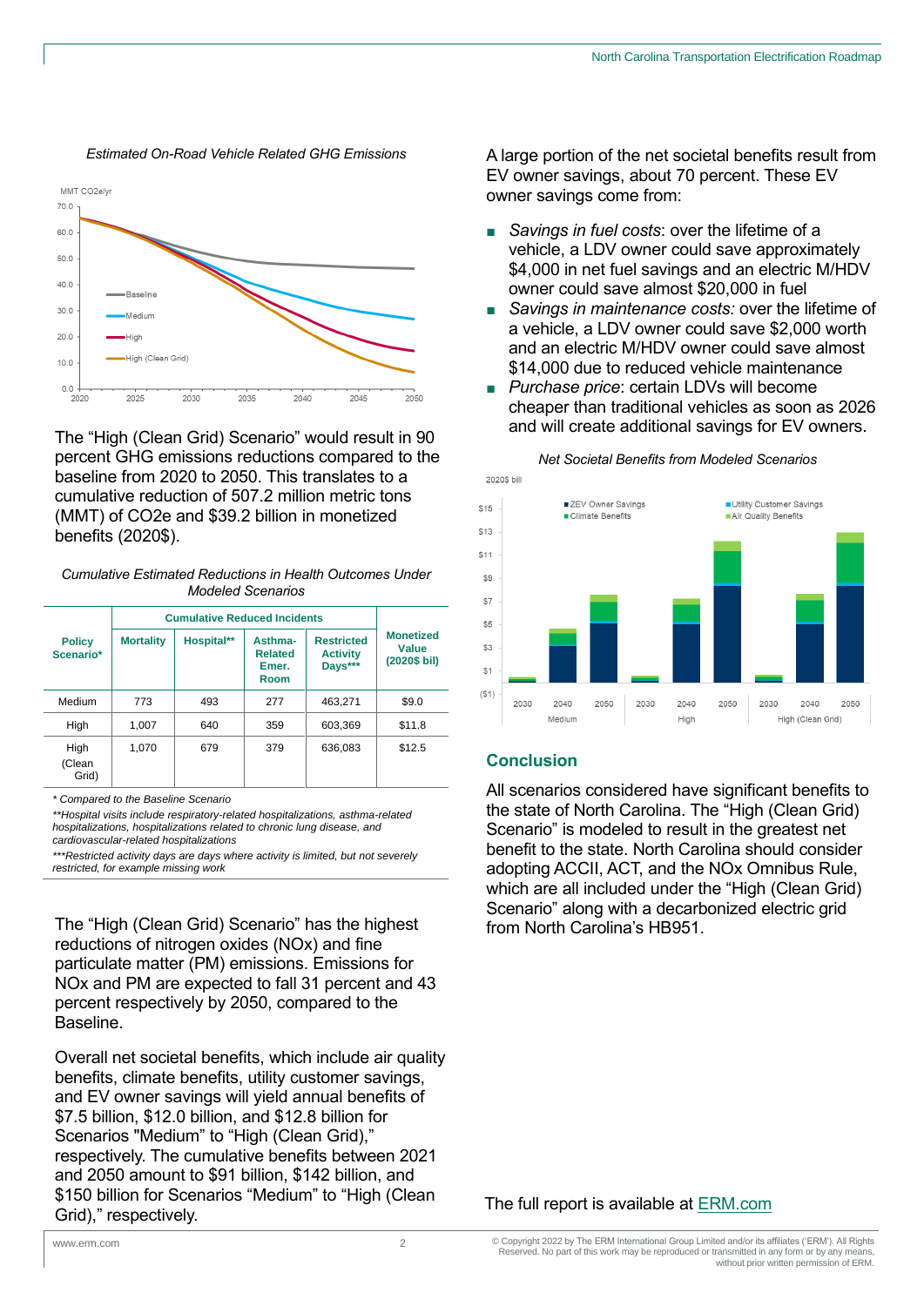*Estimated On-Road Vehicle Related GHG Emissions*

MMT CO2e/yr

70.0
60.0
50.0
40.0
30.0
20.0
10.0
0.0

2020 2025 2030 2035 2040 2045 2050

Baseline
Medium
High
High (Clean Grid)

The "High (Clean Grid) Scenario" would result in 90 percent GHG emissions reductions compared to the baseline from 2020 to 2050. This translates to a cumulative reduction of 507.2 million metric tons (MMT) of $CO_2e$ and $39.2 billion in monetized benefits (2020$).

*Cumulative Estimated Reductions in Health Outcomes Under Modeled Scenarios*

| Policy Scenario* | Cumulative Reduced Incidents | | | | Monetized Value (2020$ bil) |
|---|---|---|---|---|---|
| | Mortality | Hospital** | Asthma-Related Emer. Room | Restricted Activity Days*** | |
| Medium | 773 | 493 | 277 | 463,271 | $9.0 |
| High | 1,007 | 640 | 359 | 603,369 | $11.8 |
| High (Clean Grid) | 1,070 | 679 | 379 | 636,083 | $12.5 |

*\* Compared to the Baseline Scenario*

*\*\*Hospital visits include respiratory-related hospitalizations, asthma-related hospitalizations, hospitalizations related to chronic lung disease, and cardiovascular-related hospitalizations*

*\*\*\*Restricted activity days are days where activity is limited, but not severely restricted, for example missing work*

The "High (Clean Grid) Scenario" has the highest reductions of nitrogen oxides (NOx) and fine particulate matter (PM) emissions. Emissions for NOx and PM are expected to fall 31 percent and 43 percent respectively by 2050, compared to the Baseline.

Overall net societal benefits, which include air quality benefits, climate benefits, utility customer savings, and EV owner savings will yield annual benefits of $7.5 billion, $12.0 billion, and $12.8 billion for Scenarios "Medium" to "High (Clean Grid)," respectively. The cumulative benefits between 2021 and 2050 amount to $91 billion, $142 billion, and $150 billion for Scenarios "Medium" to "High (Clean Grid)," respectively.

A large portion of the net societal benefits result from EV owner savings, about 70 percent. These EV owner savings come from:

- *Savings in fuel costs*: over the lifetime of a vehicle, a LDV owner could save approximately $4,000 in net fuel savings and an electric M/HDV owner could save almost $20,000 in fuel
- *Savings in maintenance costs:* over the lifetime of a vehicle, a LDV owner could save $2,000 worth and an electric M/HDV owner could save almost $14,000 due to reduced vehicle maintenance
- *Purchase price*: certain LDVs will become cheaper than traditional vehicles as soon as 2026 and will create additional savings for EV owners.

*Net Societal Benefits from Modeled Scenarios*

2020$ bill

$15
$13
$11
$9
$7
$5
$3
$1
($1)

ZEV Owner Savings
Utility Customer Savings
Climate Benefits
Air Quality Benefits

2030 2040 2050 2030 2040 2050 2030 2040 2050

Medium High High (Clean Grid)

## Conclusion

All scenarios considered have significant benefits to the state of North Carolina. The "High (Clean Grid) Scenario" is modeled to result in the greatest net benefit to the state. North Carolina should consider adopting ACCII, ACT, and the NOx Omnibus Rule, which are all included under the "High (Clean Grid) Scenario" along with a decarbonized electric grid from North Carolina's HB951.

The full report is available at [ERM.com](ERM.com)